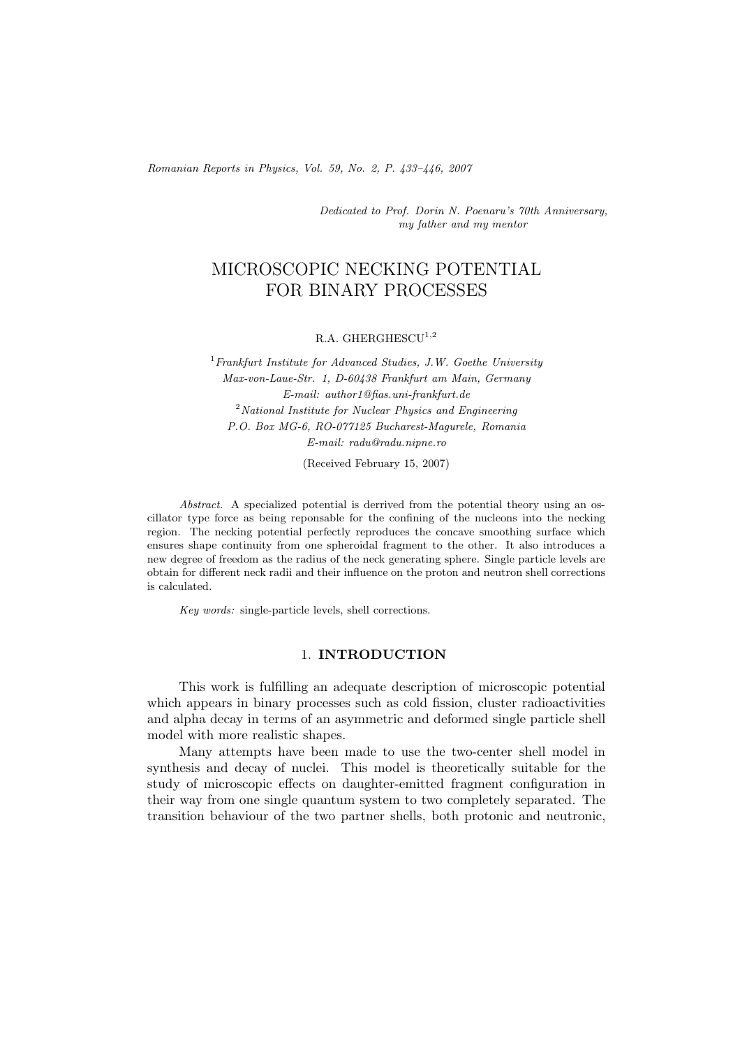*Dedicated to Prof. Dorin N. Poenaru's 70th Anniversary, my father and my mentor*

# MICROSCOPIC NECKING POTENTIAL FOR BINARY PROCESSES

R.A. GHERGHESCU[1,2]

[1]*Frankfurt Institute for Advanced Studies, J.W. Goethe University Max-von-Laue-Str. 1, D-60438 Frankfurt am Main, Germany E-mail: author1@fias.uni-frankfurt.de*
[2]*National Institute for Nuclear Physics and Engineering P.O. Box MG-6, RO-077125 Bucharest-Magurele, Romania E-mail: radu@radu.nipne.ro*

(Received February 15, 2007)

*Abstract.* A specialized potential is derrived from the potential theory using an oscillator type force as being reponsable for the confining of the nucleons into the necking region. The necking potential perfectly reproduces the concave smoothing surface which ensures shape continuity from one spheroidal fragment to the other. It also introduces a new degree of freedom as the radius of the neck generating sphere. Single particle levels are obtain for different neck radii and their influence on the proton and neutron shell corrections is calculated.

*Key words:* single-particle levels, shell corrections.

## 1. INTRODUCTION

This work is fulfilling an adequate description of microscopic potential which appears in binary processes such as cold fission, cluster radioactivities and alpha decay in terms of an asymmetric and deformed single particle shell model with more realistic shapes.

Many attempts have been made to use the two-center shell model in synthesis and decay of nuclei. This model is theoretically suitable for the study of microscopic effects on daughter-emitted fragment configuration in their way from one single quantum system to two completely separated. The transition behaviour of the two partner shells, both protonic and neutronic,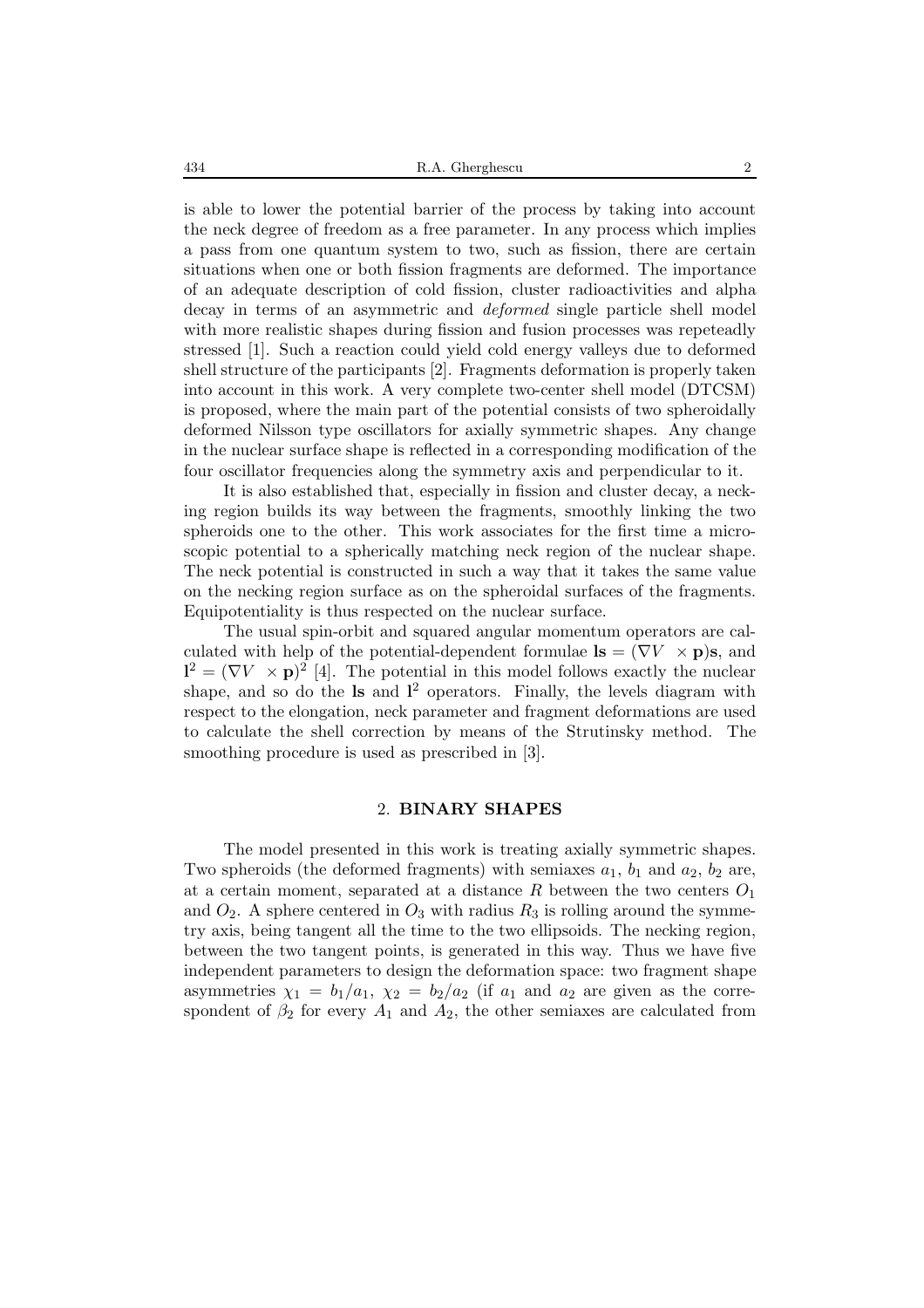is able to lower the potential barrier of the process by taking into account the neck degree of freedom as a free parameter. In any process which implies a pass from one quantum system to two, such as fission, there are certain situations when one or both fission fragments are deformed. The importance of an adequate description of cold fission, cluster radioactivities and alpha decay in terms of an asymmetric and *deformed* single particle shell model with more realistic shapes during fission and fusion processes was repeteadly stressed [1]. Such a reaction could yield cold energy valleys due to deformed shell structure of the participants [2]. Fragments deformation is properly taken into account in this work. A very complete two-center shell model (DTCSM) is proposed, where the main part of the potential consists of two spheroidally deformed Nilsson type oscillators for axially symmetric shapes. Any change in the nuclear surface shape is reflected in a corresponding modification of the four oscillator frequencies along the symmetry axis and perpendicular to it.

It is also established that, especially in fission and cluster decay, a necking region builds its way between the fragments, smoothly linking the two spheroids one to the other. This work associates for the first time a microscopic potential to a spherically matching neck region of the nuclear shape. The neck potential is constructed in such a way that it takes the same value on the necking region surface as on the spheroidal surfaces of the fragments. Equipotentiality is thus respected on the nuclear surface.

The usual spin-orbit and squared angular momentum operators are calculated with help of the potential-dependent formulae $\mathbf{ls} = (\nabla V \times \mathbf{p})\mathbf{s}$, and $\mathbf{l}^2 = (\nabla V \times \mathbf{p})^2$ [4]. The potential in this model follows exactly the nuclear shape, and so do the $\mathbf{ls}$ and $\mathbf{l}^2$ operators. Finally, the levels diagram with respect to the elongation, neck parameter and fragment deformations are used to calculate the shell correction by means of the Strutinsky method. The smoothing procedure is used as prescribed in [3].

## 2. BINARY SHAPES

The model presented in this work is treating axially symmetric shapes. Two spheroids (the deformed fragments) with semiaxes $a_1$, $b_1$ and $a_2$, $b_2$ are, at a certain moment, separated at a distance $R$ between the two centers $O_1$ and $O_2$. A sphere centered in $O_3$ with radius $R_3$ is rolling around the symmetry axis, being tangent all the time to the two ellipsoids. The necking region, between the two tangent points, is generated in this way. Thus we have five independent parameters to design the deformation space: two fragment shape asymmetries $\chi_1 = b_1/a_1$, $\chi_2 = b_2/a_2$ (if $a_1$ and $a_2$ are given as the correspondent of $\beta_2$ for every $A_1$ and $A_2$, the other semiaxes are calculated from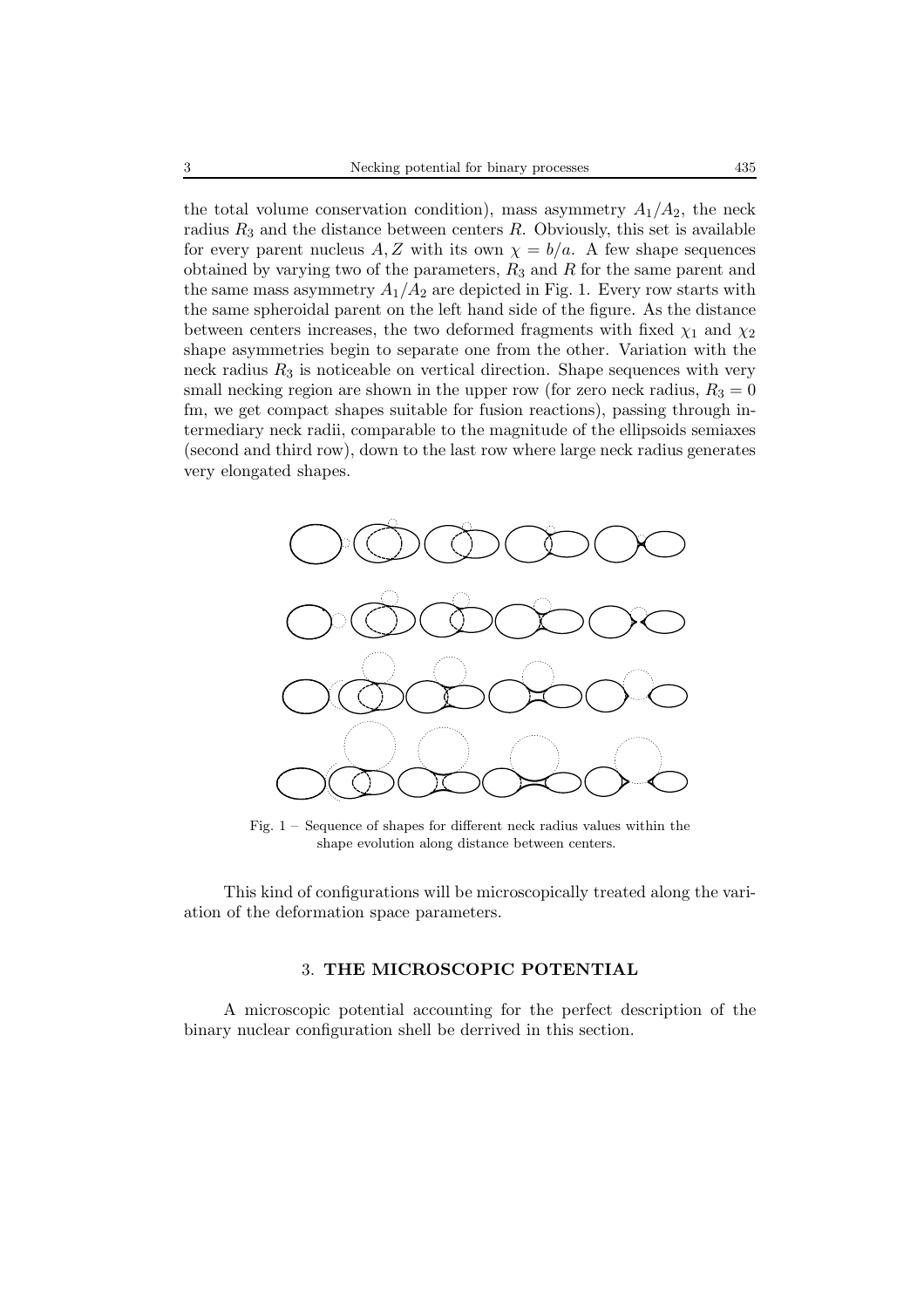the total volume conservation condition), mass asymmetry $A_1/A_2$, the neck radius $R_3$ and the distance between centers $R$. Obviously, this set is available for every parent nucleus $A, Z$ with its own $\chi = b/a$. A few shape sequences obtained by varying two of the parameters, $R_3$ and $R$ for the same parent and the same mass asymmetry $A_1/A_2$ are depicted in Fig. 1. Every row starts with the same spheroidal parent on the left hand side of the figure. As the distance between centers increases, the two deformed fragments with fixed $\chi_1$ and $\chi_2$ shape asymmetries begin to separate one from the other. Variation with the neck radius $R_3$ is noticeable on vertical direction. Shape sequences with very small necking region are shown in the upper row (for zero neck radius, $R_3 = 0$ fm, we get compact shapes suitable for fusion reactions), passing through intermediary neck radii, comparable to the magnitude of the ellipsoids semiaxes (second and third row), down to the last row where large neck radius generates very elongated shapes.

Fig. 1 – Sequence of shapes for different neck radius values within the shape evolution along distance between centers.

This kind of configurations will be microscopically treated along the variation of the deformation space parameters.

## 3. THE MICROSCOPIC POTENTIAL

A microscopic potential accounting for the perfect description of the binary nuclear configuration shell be derrived in this section.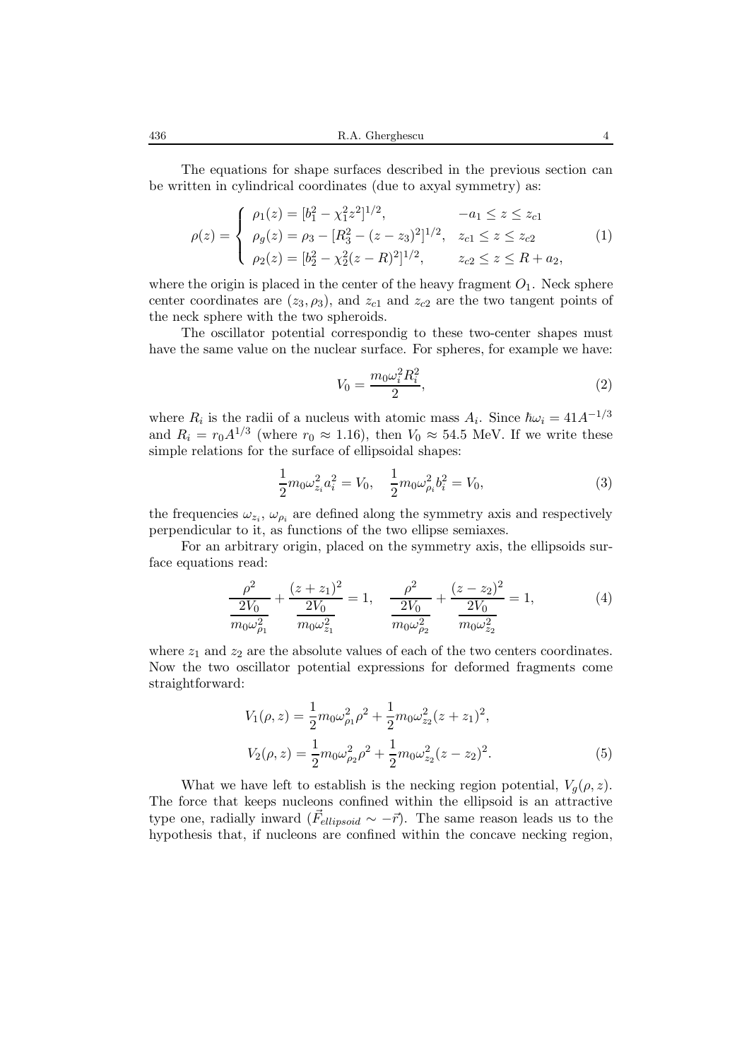The equations for shape surfaces described in the previous section can be written in cylindrical coordinates (due to axyal symmetry) as:

$$\rho(z) = \begin{cases} \rho_1(z) = [b_1^2 - \chi_1^2 z^2]^{1/2}, & -a_1 \leq z \leq z_{c1} \\ \rho_g(z) = \rho_3 - [R_3^2 - (z - z_3)^2]^{1/2}, & z_{c1} \leq z \leq z_{c2} \\ \rho_2(z) = [b_2^2 - \chi_2^2 (z - R)^2]^{1/2}, & z_{c2} \leq z \leq R + a_2, \end{cases} \tag{1}$$

where the origin is placed in the center of the heavy fragment $O_1$. Neck sphere center coordinates are $(z_3, \rho_3)$, and $z_{c1}$ and $z_{c2}$ are the two tangent points of the neck sphere with the two spheroids.

The oscillator potential correspondig to these two-center shapes must have the same value on the nuclear surface. For spheres, for example we have:

$$V_0 = \frac{m_0 \omega_i^2 R_i^2}{2}, \tag{2}$$

where $R_i$ is the radii of a nucleus with atomic mass $A_i$. Since $\hbar\omega_i = 41 A^{-1/3}$ and $R_i = r_0 A^{1/3}$ (where $r_0 \approx 1.16$), then $V_0 \approx 54.5$ MeV. If we write these simple relations for the surface of ellipsoidal shapes:

$$\frac{1}{2} m_0 \omega_{z_i}^2 a_i^2 = V_0, \quad \frac{1}{2} m_0 \omega_{\rho_i}^2 b_i^2 = V_0, \tag{3}$$

the frequencies $\omega_{z_i}$, $\omega_{\rho_i}$ are defined along the symmetry axis and respectively perpendicular to it, as functions of the two ellipse semiaxes.

For an arbitrary origin, placed on the symmetry axis, the ellipsoids surface equations read:

$$\frac{\rho^2}{\frac{2V_0}{m_0 \omega_{\rho_1}^2}} + \frac{(z + z_1)^2}{\frac{2V_0}{m_0 \omega_{z_1}^2}} = 1, \quad \frac{\rho^2}{\frac{2V_0}{m_0 \omega_{\rho_2}^2}} + \frac{(z - z_2)^2}{\frac{2V_0}{m_0 \omega_{z_2}^2}} = 1, \tag{4}$$

where $z_1$ and $z_2$ are the absolute values of each of the two centers coordinates. Now the two oscillator potential expressions for deformed fragments come straightforward:

$$\begin{aligned} V_1(\rho, z) &= \frac{1}{2} m_0 \omega_{\rho_1}^2 \rho^2 + \frac{1}{2} m_0 \omega_{z_2}^2 (z + z_1)^2, \\ V_2(\rho, z) &= \frac{1}{2} m_0 \omega_{\rho_2}^2 \rho^2 + \frac{1}{2} m_0 \omega_{z_2}^2 (z - z_2)^2. \end{aligned} \tag{5}$$

What we have left to establish is the necking region potential, $V_g(\rho, z)$. The force that keeps nucleons confined within the ellipsoid is an attractive type one, radially inward ($\vec{F}_{ellipsoid} \sim -\vec{r}$). The same reason leads us to the hypothesis that, if nucleons are confined within the concave necking region,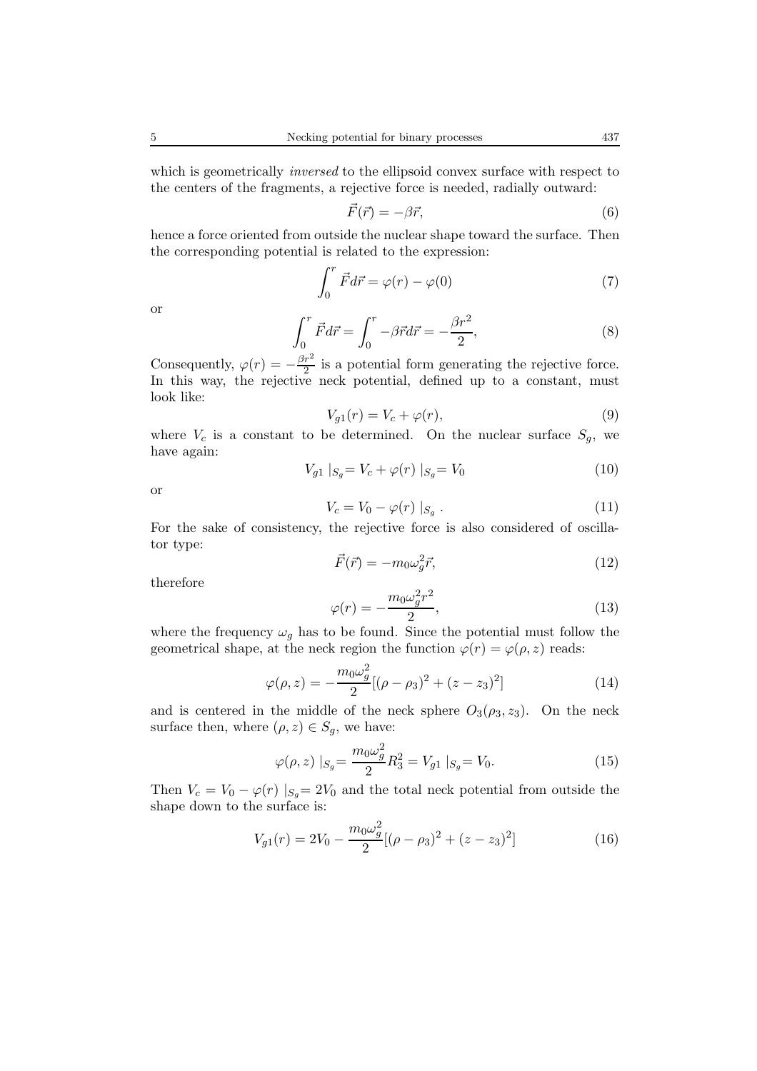which is geometrically *inversed* to the ellipsoid convex surface with respect to the centers of the fragments, a rejective force is needed, radially outward:

$$\vec{F}(\vec{r}) = -\beta\vec{r}, \tag{6}$$

hence a force oriented from outside the nuclear shape toward the surface. Then the corresponding potential is related to the expression:

$$\int_0^r \vec{F}d\vec{r} = \varphi(r) - \varphi(0) \tag{7}$$

or

$$\int_0^r \vec{F}d\vec{r} = \int_0^r -\beta\vec{r}d\vec{r} = -\frac{\beta r^2}{2}, \tag{8}$$

Consequently, $\varphi(r) = -\frac{\beta r^2}{2}$ is a potential form generating the rejective force. In this way, the rejective neck potential, defined up to a constant, must look like:

$$V_{g1}(r) = V_c + \varphi(r), \tag{9}$$

where $V_c$ is a constant to be determined. On the nuclear surface $S_g$, we have again:

$$V_{g1}\mid_{S_g} = V_c + \varphi(r)\mid_{S_g} = V_0 \tag{10}$$

or

$$V_c = V_0 - \varphi(r)\mid_{S_g}. \tag{11}$$

For the sake of consistency, the rejective force is also considered of oscillator type:

$$\vec{F}(\vec{r}) = -m_0\omega_g^2\vec{r}, \tag{12}$$

therefore

$$\varphi(r) = -\frac{m_0\omega_g^2 r^2}{2}, \tag{13}$$

where the frequency $\omega_g$ has to be found. Since the potential must follow the geometrical shape, at the neck region the function $\varphi(r) = \varphi(\rho, z)$ reads:

$$\varphi(\rho, z) = -\frac{m_0\omega_g^2}{2}[(\rho - \rho_3)^2 + (z - z_3)^2] \tag{14}$$

and is centered in the middle of the neck sphere $O_3(\rho_3, z_3)$. On the neck surface then, where $(\rho, z) \in S_g$, we have:

$$\varphi(\rho, z)\mid_{S_g} = \frac{m_0\omega_g^2}{2}R_3^2 = V_{g1}\mid_{S_g} = V_0. \tag{15}$$

Then $V_c = V_0 - \varphi(r)\mid_{S_g} = 2V_0$ and the total neck potential from outside the shape down to the surface is:

$$V_{g1}(r) = 2V_0 - \frac{m_0\omega_g^2}{2}[(\rho - \rho_3)^2 + (z - z_3)^2] \tag{16}$$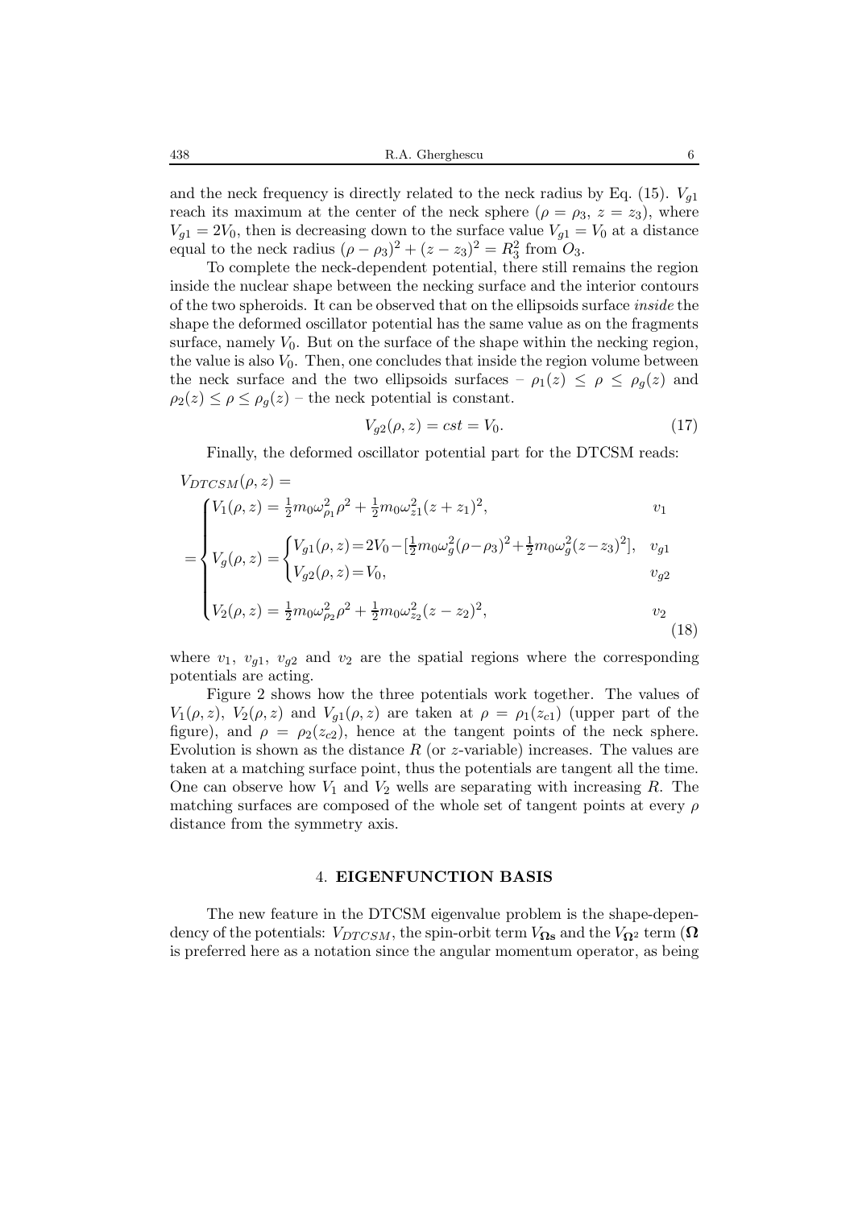and the neck frequency is directly related to the neck radius by Eq. (15). $V_{g1}$ reach its maximum at the center of the neck sphere ($\rho = \rho_3$, $z = z_3$), where $V_{g1} = 2V_0$, then is decreasing down to the surface value $V_{g1} = V_0$ at a distance equal to the neck radius $(\rho - \rho_3)^2 + (z - z_3)^2 = R_3^2$ from $O_3$.

To complete the neck-dependent potential, there still remains the region inside the nuclear shape between the necking surface and the interior contours of the two spheroids. It can be observed that on the ellipsoids surface *inside* the shape the deformed oscillator potential has the same value as on the fragments surface, namely $V_0$. But on the surface of the shape within the necking region, the value is also $V_0$. Then, one concludes that inside the region volume between the neck surface and the two ellipsoids surfaces – $\rho_1(z) \leq \rho \leq \rho_g(z)$ and $\rho_2(z) \leq \rho \leq \rho_g(z)$ – the neck potential is constant.

$$V_{g2}(\rho, z) = cst = V_0. \tag{17}$$

Finally, the deformed oscillator potential part for the DTCSM reads:

$$V_{DTCSM}(\rho, z) = \\
= \begin{cases} V_1(\rho, z) = \frac{1}{2}m_0\omega_{\rho_1}^2\rho^2 + \frac{1}{2}m_0\omega_{z1}^2(z + z_1)^2, & v_1 \\ V_g(\rho, z) = \begin{cases} V_{g1}(\rho, z) = 2V_0 - [\frac{1}{2}m_0\omega_g^2(\rho - \rho_3)^2 + \frac{1}{2}m_0\omega_g^2(z - z_3)^2], & v_{g1} \\ V_{g2}(\rho, z) = V_0, & v_{g2} \end{cases} \\ V_2(\rho, z) = \frac{1}{2}m_0\omega_{\rho_2}^2\rho^2 + \frac{1}{2}m_0\omega_{z_2}^2(z - z_2)^2, & v_2 \end{cases} \tag{18}$$

where $v_1$, $v_{g1}$, $v_{g2}$ and $v_2$ are the spatial regions where the corresponding potentials are acting.

Figure 2 shows how the three potentials work together. The values of $V_1(\rho, z)$, $V_2(\rho, z)$ and $V_{g1}(\rho, z)$ are taken at $\rho = \rho_1(z_{c1})$ (upper part of the figure), and $\rho = \rho_2(z_{c2})$, hence at the tangent points of the neck sphere. Evolution is shown as the distance $R$ (or $z$-variable) increases. The values are taken at a matching surface point, thus the potentials are tangent all the time. One can observe how $V_1$ and $V_2$ wells are separating with increasing $R$. The matching surfaces are composed of the whole set of tangent points at every $\rho$ distance from the symmetry axis.

## 4. EIGENFUNCTION BASIS

The new feature in the DTCSM eigenvalue problem is the shape-dependency of the potentials: $V_{DTCSM}$, the spin-orbit term $V_{\mathbf{\Omega s}}$ and the $V_{\mathbf{\Omega}^2}$ term ($\mathbf{\Omega}$ is preferred here as a notation since the angular momentum operator, as being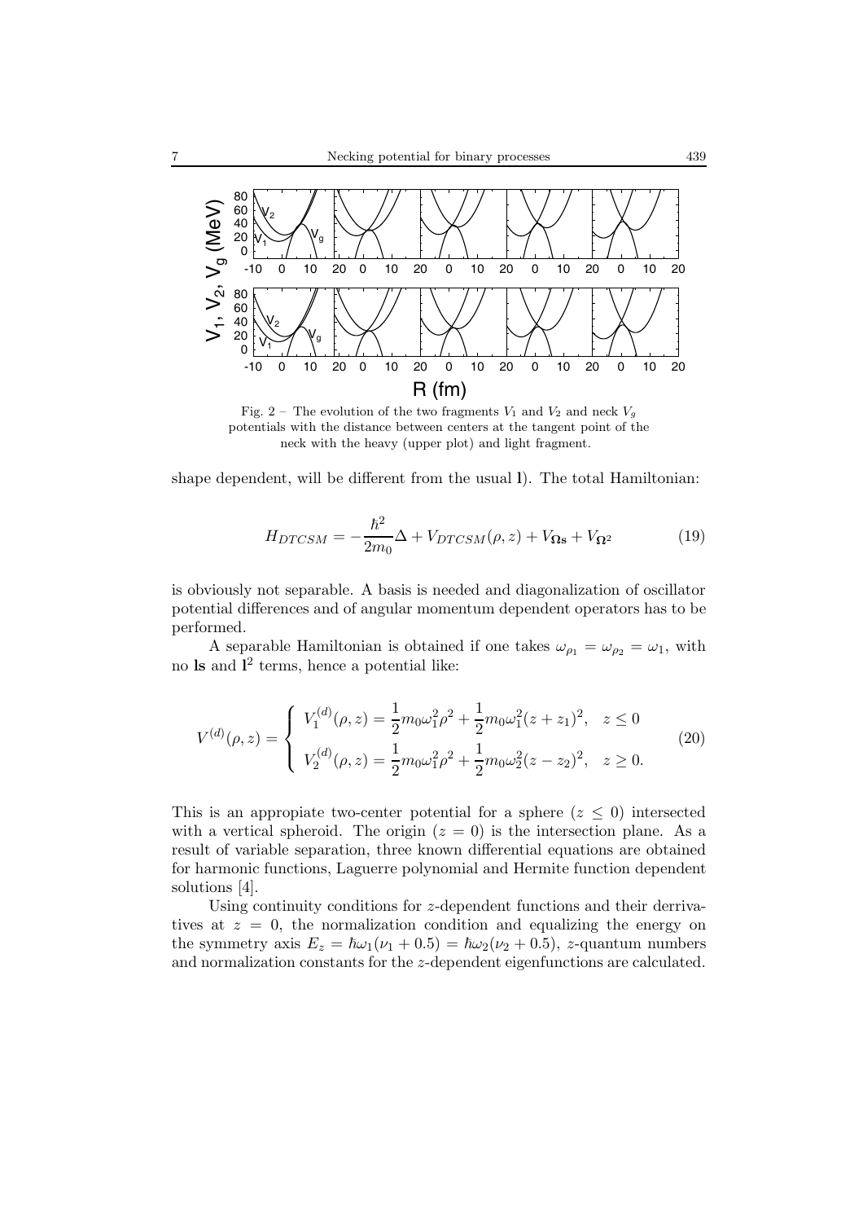Fig. 2 – The evolution of the two fragments $V_1$ and $V_2$ and neck $V_g$ potentials with the distance between centers at the tangent point of the neck with the heavy (upper plot) and light fragment.

shape dependent, will be different from the usual **l**). The total Hamiltonian:

$$H_{DTCSM} = -\frac{\hbar^2}{2m_0}\Delta + V_{DTCSM}(\rho, z) + V_{\mathbf{\Omega s}} + V_{\mathbf{\Omega}^2} \tag{19}$$

is obviously not separable. A basis is needed and diagonalization of oscillator potential differences and of angular momentum dependent operators has to be performed.

A separable Hamiltonian is obtained if one takes $\omega_{\rho_1} = \omega_{\rho_2} = \omega_1$, with no **ls** and $\mathbf{l}^2$ terms, hence a potential like:

$$V^{(d)}(\rho, z) = \begin{cases} V_1^{(d)}(\rho, z) = \dfrac{1}{2}m_0\omega_1^2\rho^2 + \dfrac{1}{2}m_0\omega_1^2(z + z_1)^2, & z \leq 0 \\ V_2^{(d)}(\rho, z) = \dfrac{1}{2}m_0\omega_1^2\rho^2 + \dfrac{1}{2}m_0\omega_2^2(z - z_2)^2, & z \geq 0. \end{cases} \tag{20}$$

This is an appropiate two-center potential for a sphere ($z \leq 0$) intersected with a vertical spheroid. The origin ($z = 0$) is the intersection plane. As a result of variable separation, three known differential equations are obtained for harmonic functions, Laguerre polynomial and Hermite function dependent solutions [4].

Using continuity conditions for $z$-dependent functions and their derrivatives at $z = 0$, the normalization condition and equalizing the energy on the symmetry axis $E_z = \hbar\omega_1(\nu_1 + 0.5) = \hbar\omega_2(\nu_2 + 0.5)$, $z$-quantum numbers and normalization constants for the $z$-dependent eigenfunctions are calculated.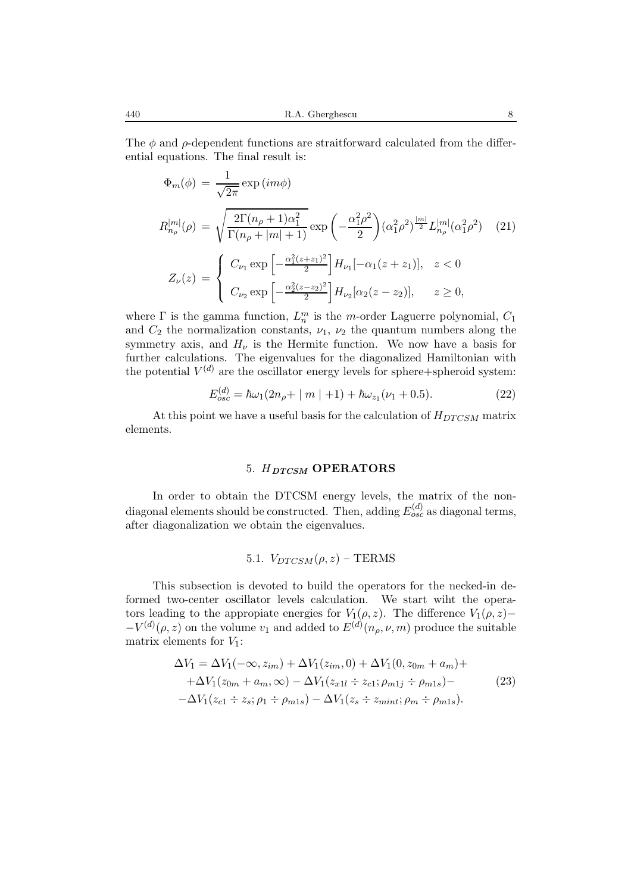The $\phi$ and $\rho$-dependent functions are straitforward calculated from the differential equations. The final result is:

$$
\begin{aligned}
\Phi_m(\phi) &= \frac{1}{\sqrt{2\pi}} \exp{(im\phi)} \\
R_{n_\rho}^{|m|}(\rho) &= \sqrt{\frac{2\Gamma(n_\rho+1)\alpha_1^2}{\Gamma(n_\rho+|m|+1)}} \exp\left(-\frac{\alpha_1^2\rho^2}{2}\right)(\alpha_1^2\rho^2)^{\frac{|m|}{2}} L_{n_\rho}^{|m|}(\alpha_1^2\rho^2) \qquad (21) \\
Z_\nu(z) &= \begin{cases} C_{\nu_1} \exp\left[-\frac{\alpha_1^2(z+z_1)^2}{2}\right] H_{\nu_1}[-\alpha_1(z+z_1)], & z<0 \\ C_{\nu_2} \exp\left[-\frac{\alpha_2^2(z-z_2)^2}{2}\right] H_{\nu_2}[\alpha_2(z-z_2)], & z \geq 0, \end{cases}
\end{aligned}
$$

where $\Gamma$ is the gamma function, $L_n^m$ is the $m$-order Laguerre polynomial, $C_1$ and $C_2$ the normalization constants, $\nu_1$, $\nu_2$ the quantum numbers along the symmetry axis, and $H_\nu$ is the Hermite function. We now have a basis for further calculations. The eigenvalues for the diagonalized Hamiltonian with the potential $V^{(d)}$ are the oscillator energy levels for sphere+spheroid system:

$$
E_{osc}^{(d)} = \hbar\omega_1(2n_\rho + \mid m \mid +1) + \hbar\omega_{z_1}(\nu_1 + 0.5). \qquad (22)
$$

At this point we have a useful basis for the calculation of $H_{DTCSM}$ matrix elements.

## 5. $H_{DTCSM}$ OPERATORS

In order to obtain the DTCSM energy levels, the matrix of the non-diagonal elements should be constructed. Then, adding $E_{osc}^{(d)}$ as diagonal terms, after diagonalization we obtain the eigenvalues.

### 5.1. $V_{DTCSM}(\rho, z)$ – TERMS

This subsection is devoted to build the operators for the necked-in deformed two-center oscillator levels calculation. We start wiht the operators leading to the appropiate energies for $V_1(\rho, z)$. The difference $V_1(\rho, z) - V^{(d)}(\rho, z)$ on the volume $v_1$ and added to $E^{(d)}(n_\rho, \nu, m)$ produce the suitable matrix elements for $V_1$:

$$
\begin{aligned}
\Delta V_1 = &\Delta V_1(-\infty, z_{im}) + \Delta V_1(z_{im}, 0) + \Delta V_1(0, z_{0m} + a_m) + \\
&+ \Delta V_1(z_{0m} + a_m, \infty) - \Delta V_1(z_{x1l} \div z_{c1}; \rho_{m1j} \div \rho_{m1s}) - \qquad (23) \\
&- \Delta V_1(z_{c1} \div z_s; \rho_1 \div \rho_{m1s}) - \Delta V_1(z_s \div z_{mint}; \rho_m \div \rho_{m1s}).
\end{aligned}
$$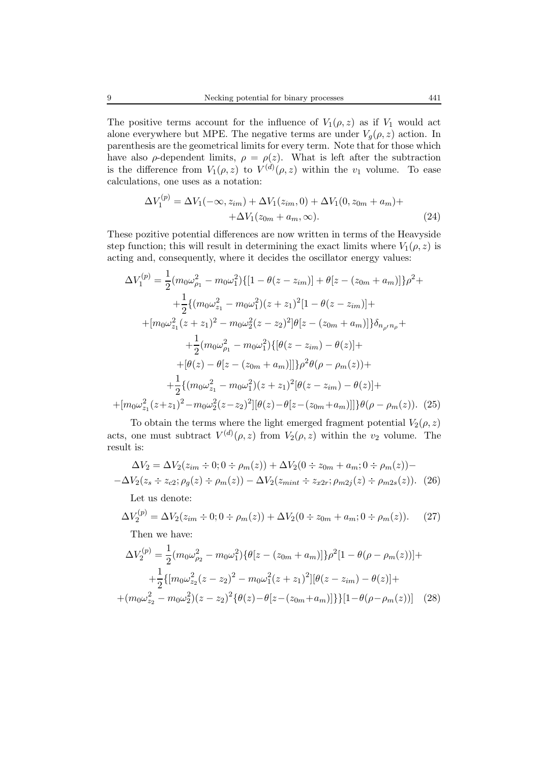The positive terms account for the influence of $V_1(\rho, z)$ as if $V_1$ would act alone everywhere but MPE. The negative terms are under $V_g(\rho, z)$ action. In parenthesis are the geometrical limits for every term. Note that for those which have also $\rho$-dependent limits, $\rho = \rho(z)$. What is left after the subtraction is the difference from $V_1(\rho, z)$ to $V^{(d)}(\rho, z)$ within the $v_1$ volume. To ease calculations, one uses as a notation:

$$\Delta V_1^{(p)} = \Delta V_1(-\infty, z_{im}) + \Delta V_1(z_{im}, 0) + \Delta V_1(0, z_{0m} + a_m) + \\ + \Delta V_1(z_{0m} + a_m, \infty). \tag{24}$$

These pozitive potential differences are now written in terms of the Heavyside step function; this will result in determining the exact limits where $V_1(\rho, z)$ is acting and, consequently, where it decides the oscillator energy values:

$$\begin{aligned}
\Delta V_1^{(p)} = & \frac{1}{2}(m_0\omega_{\rho_1}^2 - m_0\omega_1^2)\{[1 - \theta(z - z_{im})] + \theta[z - (z_{0m} + a_m)]\}\rho^2 + \\
& + \frac{1}{2}\{(m_0\omega_{z_1}^2 - m_0\omega_1^2)(z + z_1)^2[1 - \theta(z - z_{im})] + \\
& + [m_0\omega_{z_1}^2(z + z_1)^2 - m_0\omega_2^2(z - z_2)^2]\theta[z - (z_{0m} + a_m)]\}\delta_{n_{\rho'} n_\rho} + \\
& + \frac{1}{2}(m_0\omega_{\rho_1}^2 - m_0\omega_1^2)\{[\theta(z - z_{im}) - \theta(z)] + \\
& + [\theta(z) - \theta[z - (z_{0m} + a_m)]]\}\rho^2\theta(\rho - \rho_m(z)) + \\
& + \frac{1}{2}\{(m_0\omega_{z_1}^2 - m_0\omega_1^2)(z + z_1)^2[\theta(z - z_{im}) - \theta(z)] + \\
& + [m_0\omega_{z_1}^2(z + z_1)^2 - m_0\omega_2^2(z - z_2)^2][\theta(z) - \theta[z - (z_{0m} + a_m)]]\}\theta(\rho - \rho_m(z)).
\end{aligned} \tag{25}$$

To obtain the terms where the light emerged fragment potential $V_2(\rho, z)$ acts, one must subtract $V^{(d)}(\rho, z)$ from $V_2(\rho, z)$ within the $v_2$ volume. The result is:

$$\Delta V_2 = \Delta V_2(z_{im} \div 0; 0 \div \rho_m(z)) + \Delta V_2(0 \div z_{0m} + a_m; 0 \div \rho_m(z)) - \\ - \Delta V_2(z_s \div z_{c2}; \rho_g(z) \div \rho_m(z)) - \Delta V_2(z_{mint} \div z_{x2r}; \rho_{m2j}(z) \div \rho_{m2s}(z)). \tag{26}$$

Let us denote:

$$\Delta V_2^{(p)} = \Delta V_2(z_{im} \div 0; 0 \div \rho_m(z)) + \Delta V_2(0 \div z_{0m} + a_m; 0 \div \rho_m(z)). \tag{27}$$

Then we have:

$$\begin{aligned}
\Delta V_2^{(p)} = & \frac{1}{2}(m_0\omega_{\rho_2}^2 - m_0\omega_1^2)\{\theta[z - (z_{0m} + a_m)]\}\rho^2[1 - \theta(\rho - \rho_m(z))] + \\
& + \frac{1}{2}\{[m_0\omega_{z_2}^2(z - z_2)^2 - m_0\omega_1^2(z + z_1)^2][\theta(z - z_{im}) - \theta(z)] + \\
& + (m_0\omega_{z_2}^2 - m_0\omega_2^2)(z - z_2)^2\{\theta(z) - \theta[z - (z_{0m} + a_m)]\}\}[1 - \theta(\rho - \rho_m(z))]
\end{aligned} \tag{28}$$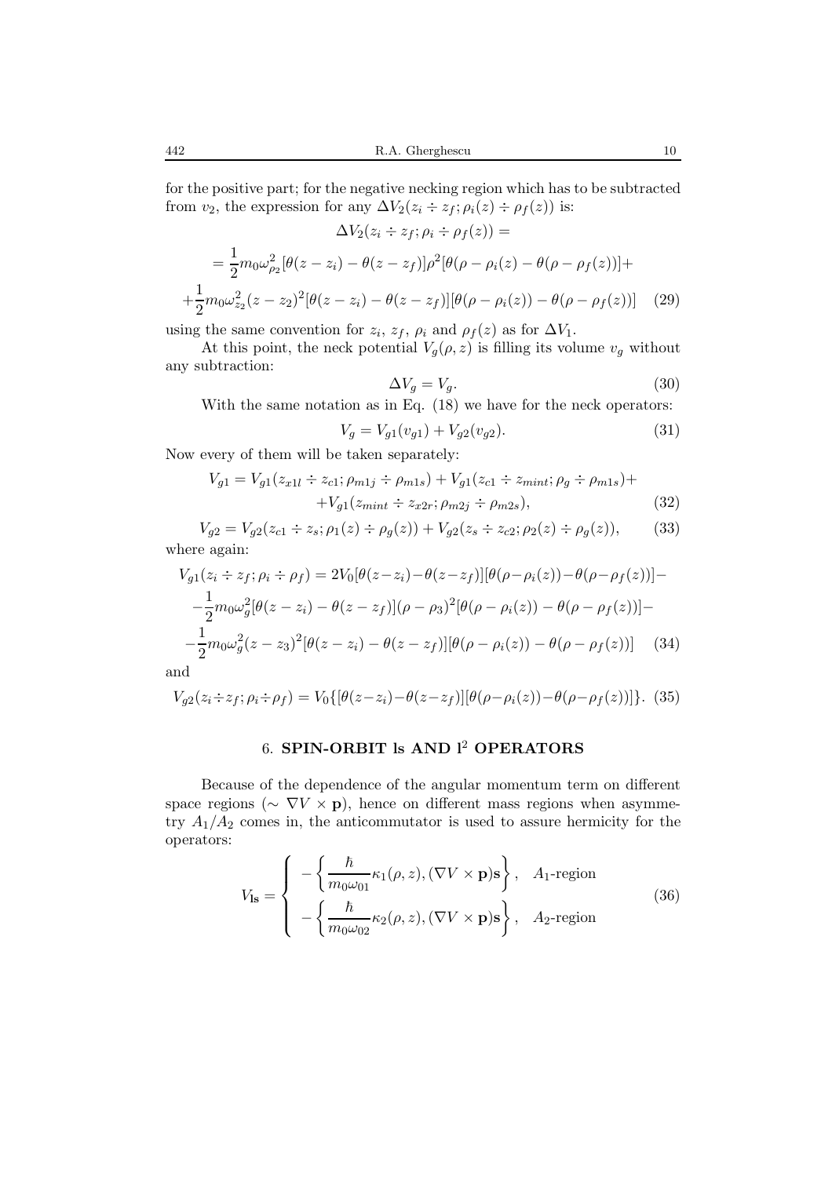for the positive part; for the negative necking region which has to be subtracted from $v_2$, the expression for any $\Delta V_2(z_i \div z_f; \rho_i(z) \div \rho_f(z))$ is:

$$\Delta V_2(z_i \div z_f; \rho_i \div \rho_f(z)) =$$

$$= \frac{1}{2}m_0\omega_{\rho_2}^2[\theta(z-z_i) - \theta(z-z_f)]\rho^2[\theta(\rho-\rho_i(z) - \theta(\rho-\rho_f(z))]+$$

$$+\frac{1}{2}m_0\omega_{z_2}^2(z-z_2)^2[\theta(z-z_i) - \theta(z-z_f)][\theta(\rho-\rho_i(z)) - \theta(\rho-\rho_f(z))] \quad (29)$$

using the same convention for $z_i$, $z_f$, $\rho_i$ and $\rho_f(z)$ as for $\Delta V_1$.

At this point, the neck potential $V_g(\rho, z)$ is filling its volume $v_g$ without any subtraction:

$$\Delta V_g = V_g. \quad (30)$$

With the same notation as in Eq. (18) we have for the neck operators:

$$V_g = V_{g1}(v_{g1}) + V_{g2}(v_{g2}). \quad (31)$$

Now every of them will be taken separately:

$$V_{g1} = V_{g1}(z_{x1l} \div z_{c1}; \rho_{m1j} \div \rho_{m1s}) + V_{g1}(z_{c1} \div z_{mint}; \rho_g \div \rho_{m1s}) +$$
$$+V_{g1}(z_{mint} \div z_{x2r}; \rho_{m2j} \div \rho_{m2s}), \quad (32)$$

$$V_{g2} = V_{g2}(z_{c1} \div z_s; \rho_1(z) \div \rho_g(z)) + V_{g2}(z_s \div z_{c2}; \rho_2(z) \div \rho_g(z)), \quad (33)$$

where again:

$$V_{g1}(z_i \div z_f; \rho_i \div \rho_f) = 2V_0[\theta(z-z_i) - \theta(z-z_f)][\theta(\rho-\rho_i(z)) - \theta(\rho-\rho_f(z))] -$$

$$-\frac{1}{2}m_0\omega_g^2[\theta(z-z_i) - \theta(z-z_f)](\rho-\rho_3)^2[\theta(\rho-\rho_i(z)) - \theta(\rho-\rho_f(z))] -$$

$$-\frac{1}{2}m_0\omega_g^2(z-z_3)^2[\theta(z-z_i) - \theta(z-z_f)][\theta(\rho-\rho_i(z)) - \theta(\rho-\rho_f(z))] \quad (34)$$

and

$$V_{g2}(z_i \div z_f; \rho_i \div \rho_f) = V_0\{[\theta(z-z_i) - \theta(z-z_f)][\theta(\rho-\rho_i(z)) - \theta(\rho-\rho_f(z))]\}. \quad (35)$$

## 6. SPIN-ORBIT ls AND $\mathbf{l}^2$ OPERATORS

Because of the dependence of the angular momentum term on different space regions ($\sim \nabla V \times \mathbf{p}$), hence on different mass regions when asymmetry $A_1/A_2$ comes in, the anticommutator is used to assure hermicity for the operators:

$$V_{\mathbf{ls}} = \begin{cases} -\left\{ \dfrac{\hbar}{m_0\omega_{01}}\kappa_1(\rho, z), (\nabla V \times \mathbf{p})\mathbf{s} \right\}, & A_1\text{-region} \\[2ex] -\left\{ \dfrac{\hbar}{m_0\omega_{02}}\kappa_2(\rho, z), (\nabla V \times \mathbf{p})\mathbf{s} \right\}, & A_2\text{-region} \end{cases} \quad (36)$$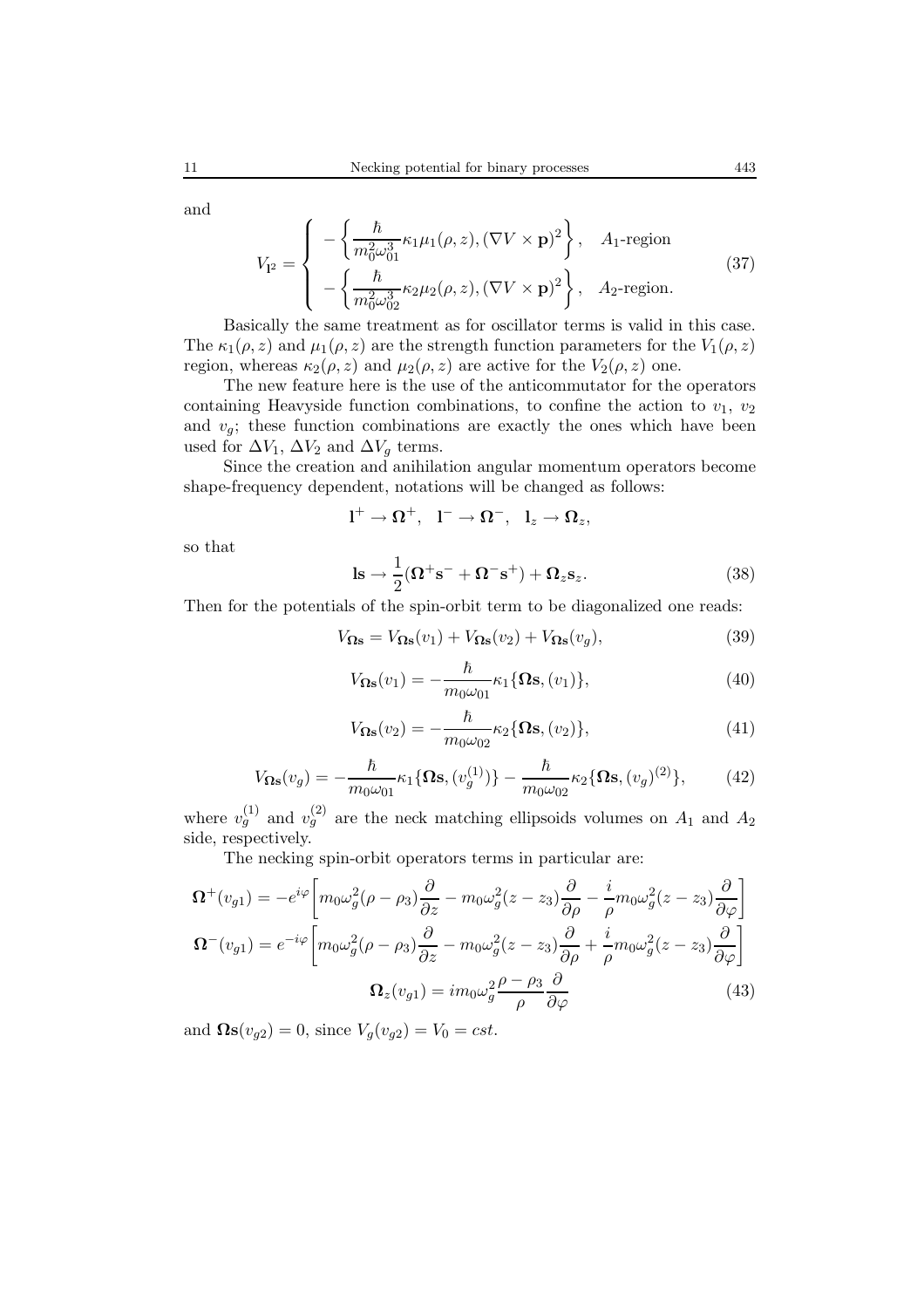and

$$
V_{\mathbf{l}^2} = \begin{cases} -\left\{ \dfrac{\hbar}{m_0^2 \omega_{01}^3} \kappa_1 \mu_1(\rho, z), (\nabla V \times \mathbf{p})^2 \right\}, & A_1\text{-region} \\ -\left\{ \dfrac{\hbar}{m_0^2 \omega_{02}^3} \kappa_2 \mu_2(\rho, z), (\nabla V \times \mathbf{p})^2 \right\}, & A_2\text{-region.} \end{cases} \tag{37}
$$

Basically the same treatment as for oscillator terms is valid in this case. The $\kappa_1(\rho, z)$ and $\mu_1(\rho, z)$ are the strength function parameters for the $V_1(\rho, z)$ region, whereas $\kappa_2(\rho, z)$ and $\mu_2(\rho, z)$ are active for the $V_2(\rho, z)$ one.

The new feature here is the use of the anticommutator for the operators containing Heavyside function combinations, to confine the action to $v_1$, $v_2$ and $v_g$; these function combinations are exactly the ones which have been used for $\Delta V_1$, $\Delta V_2$ and $\Delta V_g$ terms.

Since the creation and anihilation angular momentum operators become shape-frequency dependent, notations will be changed as follows:

$$
\mathbf{l}^+ \to \mathbf{\Omega}^+, \quad \mathbf{l}^- \to \mathbf{\Omega}^-, \quad \mathbf{l}_z \to \mathbf{\Omega}_z,
$$

so that

$$
\mathbf{ls} \to \frac{1}{2}(\mathbf{\Omega}^+ \mathbf{s}^- + \mathbf{\Omega}^- \mathbf{s}^+) + \mathbf{\Omega}_z \mathbf{s}_z. \tag{38}
$$

Then for the potentials of the spin-orbit term to be diagonalized one reads:

$$
V_{\mathbf{\Omega s}} = V_{\mathbf{\Omega s}}(v_1) + V_{\mathbf{\Omega s}}(v_2) + V_{\mathbf{\Omega s}}(v_g), \tag{39}
$$

$$
V_{\mathbf{\Omega s}}(v_1) = -\frac{\hbar}{m_0 \omega_{01}} \kappa_1 \{\mathbf{\Omega s}, (v_1)\}, \tag{40}
$$

$$
V_{\mathbf{\Omega s}}(v_2) = -\frac{\hbar}{m_0 \omega_{02}} \kappa_2 \{\mathbf{\Omega s}, (v_2)\}, \tag{41}
$$

$$
V_{\mathbf{\Omega s}}(v_g) = -\frac{\hbar}{m_0 \omega_{01}} \kappa_1 \{\mathbf{\Omega s}, (v_g^{(1)})\} - \frac{\hbar}{m_0 \omega_{02}} \kappa_2 \{\mathbf{\Omega s}, (v_g)^{(2)}\}, \tag{42}
$$

where $v_g^{(1)}$ and $v_g^{(2)}$ are the neck matching ellipsoids volumes on $A_1$ and $A_2$ side, respectively.

The necking spin-orbit operators terms in particular are:

$$
\begin{aligned}
\mathbf{\Omega}^+(v_{g1}) &= -e^{i\varphi}\left[ m_0 \omega_g^2 (\rho - \rho_3) \frac{\partial}{\partial z} - m_0 \omega_g^2 (z - z_3) \frac{\partial}{\partial \rho} - \frac{i}{\rho} m_0 \omega_g^2 (z - z_3) \frac{\partial}{\partial \varphi} \right] \\
\mathbf{\Omega}^-(v_{g1}) &= e^{-i\varphi}\left[ m_0 \omega_g^2 (\rho - \rho_3) \frac{\partial}{\partial z} - m_0 \omega_g^2 (z - z_3) \frac{\partial}{\partial \rho} + \frac{i}{\rho} m_0 \omega_g^2 (z - z_3) \frac{\partial}{\partial \varphi} \right] \\
\mathbf{\Omega}_z(v_{g1}) &= i m_0 \omega_g^2 \frac{\rho - \rho_3}{\rho} \frac{\partial}{\partial \varphi}
\end{aligned} \tag{43}
$$

and $\mathbf{\Omega s}(v_{g2}) = 0$, since $V_g(v_{g2}) = V_0 = cst$.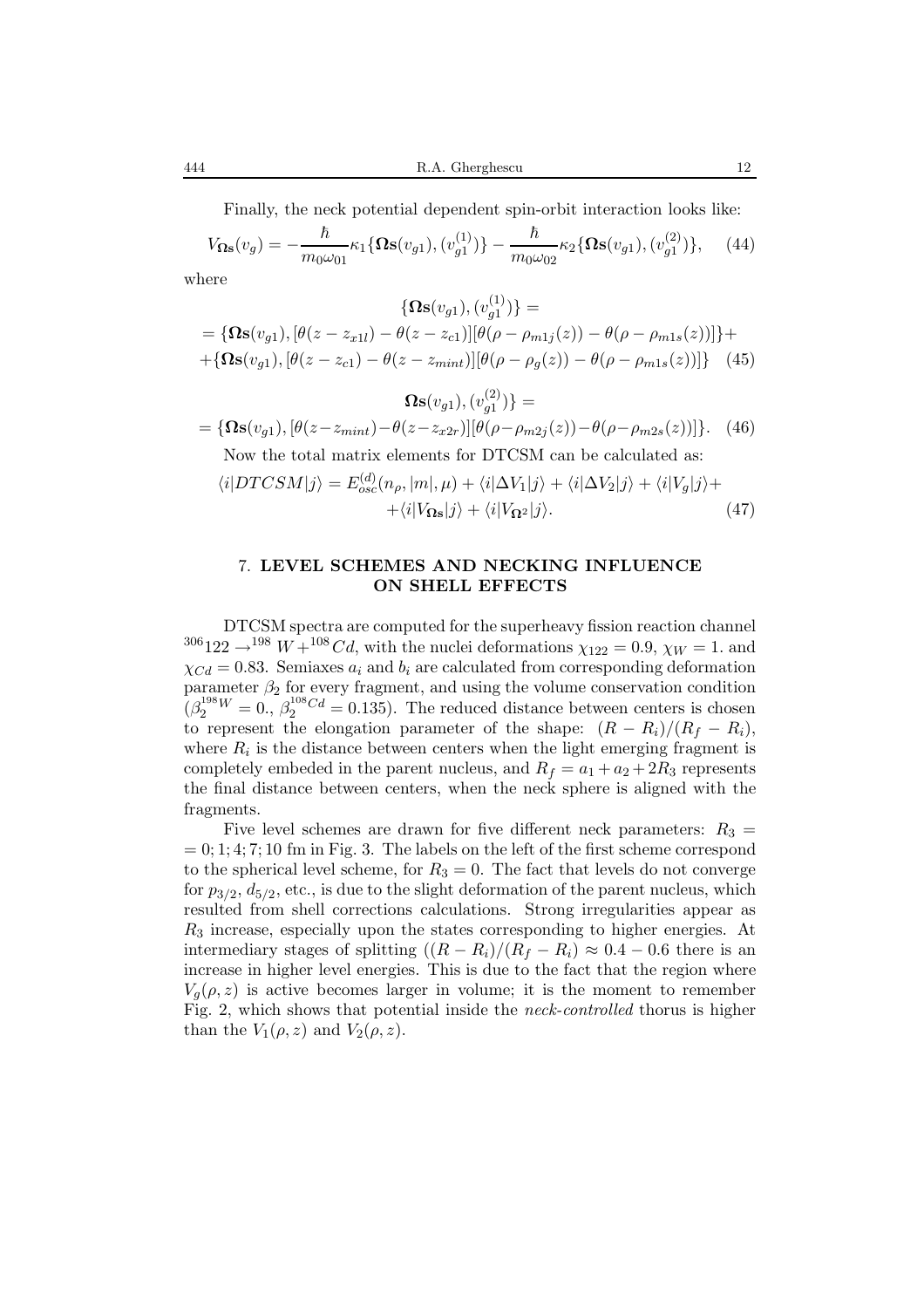Finally, the neck potential dependent spin-orbit interaction looks like:

$$V_{\mathbf{\Omega s}}(v_g) = -\frac{\hbar}{m_0\omega_{01}}\kappa_1\{\mathbf{\Omega s}(v_{g1}), (v_{g1}^{(1)})\} - \frac{\hbar}{m_0\omega_{02}}\kappa_2\{\mathbf{\Omega s}(v_{g1}), (v_{g1}^{(2)})\}, \quad (44)$$

where

$$\begin{aligned}
&\{\mathbf{\Omega s}(v_{g1}), (v_{g1}^{(1)})\} = \\
&= \{\mathbf{\Omega s}(v_{g1}), [\theta(z - z_{x1l}) - \theta(z - z_{c1})][\theta(\rho - \rho_{m1j}(z)) - \theta(\rho - \rho_{m1s}(z))]\} + \\
&+ \{\mathbf{\Omega s}(v_{g1}), [\theta(z - z_{c1}) - \theta(z - z_{mint})][\theta(\rho - \rho_g(z)) - \theta(\rho - \rho_{m1s}(z))]\} \quad (45)
\end{aligned}$$

$$\begin{aligned}
&\mathbf{\Omega s}(v_{g1}), (v_{g1}^{(2)})\} = \\
&= \{\mathbf{\Omega s}(v_{g1}), [\theta(z - z_{mint}) - \theta(z - z_{x2r})][\theta(\rho - \rho_{m2j}(z)) - \theta(\rho - \rho_{m2s}(z))]\}. \quad (46)
\end{aligned}$$

Now the total matrix elements for DTCSM can be calculated as:

$$\begin{aligned}
\langle i|DTCSM|j\rangle = E_{osc}^{(d)}(n_\rho, |m|, \mu) + \langle i|\Delta V_1|j\rangle + \langle i|\Delta V_2|j\rangle + \langle i|V_g|j\rangle + \\
+ \langle i|V_{\mathbf{\Omega s}}|j\rangle + \langle i|V_{\mathbf{\Omega}^2}|j\rangle. \quad (47)
\end{aligned}$$

## 7. LEVEL SCHEMES AND NECKING INFLUENCE ON SHELL EFFECTS

DTCSM spectra are computed for the superheavy fission reaction channel $^{306}122 \rightarrow ^{198}W + ^{108}Cd$, with the nuclei deformations $\chi_{122} = 0.9$, $\chi_W = 1.$ and $\chi_{Cd} = 0.83$. Semiaxes $a_i$ and $b_i$ are calculated from corresponding deformation parameter $\beta_2$ for every fragment, and using the volume conservation condition ($\beta_2^{^{198}W} = 0.$, $\beta_2^{^{108}Cd} = 0.135$). The reduced distance between centers is chosen to represent the elongation parameter of the shape: $(R - R_i)/(R_f - R_i)$, where $R_i$ is the distance between centers when the light emerging fragment is completely embeded in the parent nucleus, and $R_f = a_1 + a_2 + 2R_3$ represents the final distance between centers, when the neck sphere is aligned with the fragments.

Five level schemes are drawn for five different neck parameters: $R_3 = 0; 1; 4; 7; 10$ fm in Fig. 3. The labels on the left of the first scheme correspond to the spherical level scheme, for $R_3 = 0$. The fact that levels do not converge for $p_{3/2}$, $d_{5/2}$, etc., is due to the slight deformation of the parent nucleus, which resulted from shell corrections calculations. Strong irregularities appear as $R_3$ increase, especially upon the states corresponding to higher energies. At intermediary stages of splitting ($(R - R_i)/(R_f - R_i) \approx 0.4 - 0.6$ there is an increase in higher level energies. This is due to the fact that the region where $V_g(\rho, z)$ is active becomes larger in volume; it is the moment to remember Fig. 2, which shows that potential inside the *neck-controlled* thorus is higher than the $V_1(\rho, z)$ and $V_2(\rho, z)$.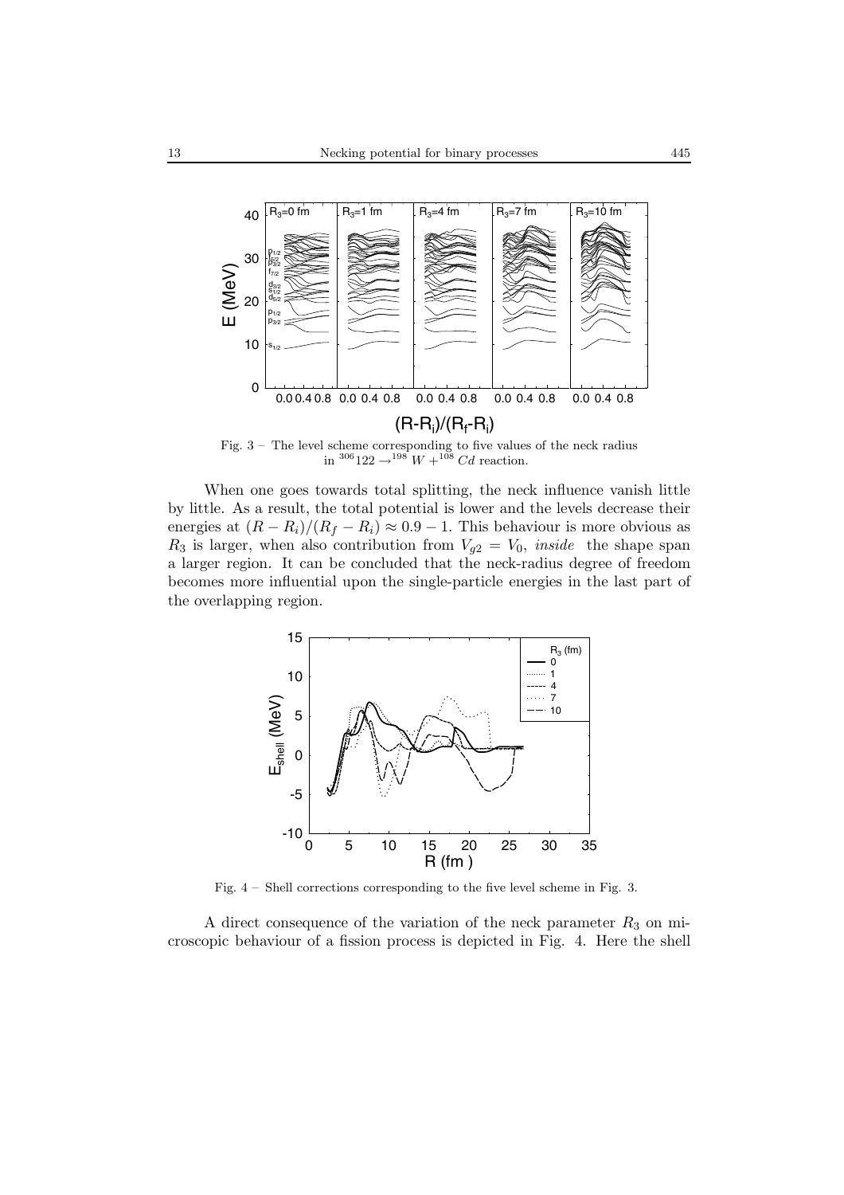Fig. 3 – The level scheme corresponding to five values of the neck radius in ${}^{306}122 \rightarrow {}^{198}W + {}^{108}Cd$ reaction.

When one goes towards total splitting, the neck influence vanish little by little. As a result, the total potential is lower and the levels decrease their energies at $(R - R_i)/(R_f - R_i) \approx 0.9 - 1$. This behaviour is more obvious as $R_3$ is larger, when also contribution from $V_{g2} = V_0$, *inside* the shape span a larger region. It can be concluded that the neck-radius degree of freedom becomes more influential upon the single-particle energies in the last part of the overlapping region.

Fig. 4 – Shell corrections corresponding to the five level scheme in Fig. 3.

A direct consequence of the variation of the neck parameter $R_3$ on microscopic behaviour of a fission process is depicted in Fig. 4. Here the shell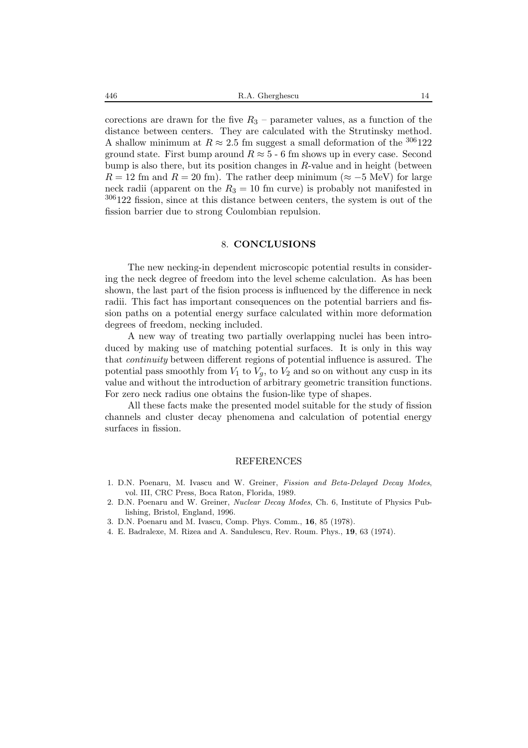corections are drawn for the five $R_3$ – parameter values, as a function of the distance between centers. They are calculated with the Strutinsky method. A shallow minimum at $R \approx 2.5$ fm suggest a small deformation of the $^{306}122$ ground state. First bump around $R \approx 5$ - 6 fm shows up in every case. Second bump is also there, but its position changes in $R$-value and in height (between $R = 12$ fm and $R = 20$ fm). The rather deep minimum ($\approx -5$ MeV) for large neck radii (apparent on the $R_3 = 10$ fm curve) is probably not manifested in $^{306}122$ fission, since at this distance between centers, the system is out of the fission barrier due to strong Coulombian repulsion.

## 8. CONCLUSIONS

The new necking-in dependent microscopic potential results in considering the neck degree of freedom into the level scheme calculation. As has been shown, the last part of the fision process is influenced by the difference in neck radii. This fact has important consequences on the potential barriers and fission paths on a potential energy surface calculated within more deformation degrees of freedom, necking included.

A new way of treating two partially overlapping nuclei has been introduced by making use of matching potential surfaces. It is only in this way that *continuity* between different regions of potential influence is assured. The potential pass smoothly from $V_1$ to $V_g$, to $V_2$ and so on without any cusp in its value and without the introduction of arbitrary geometric transition functions. For zero neck radius one obtains the fusion-like type of shapes.

All these facts make the presented model suitable for the study of fission channels and cluster decay phenomena and calculation of potential energy surfaces in fission.

## REFERENCES

1. D.N. Poenaru, M. Ivascu and W. Greiner, *Fission and Beta-Delayed Decay Modes*, vol. III, CRC Press, Boca Raton, Florida, 1989.
2. D.N. Poenaru and W. Greiner, *Nuclear Decay Modes*, Ch. 6, Institute of Physics Publishing, Bristol, England, 1996.
3. D.N. Poenaru and M. Ivascu, Comp. Phys. Comm., **16**, 85 (1978).
4. E. Badralexe, M. Rizea and A. Sandulescu, Rev. Roum. Phys., **19**, 63 (1974).